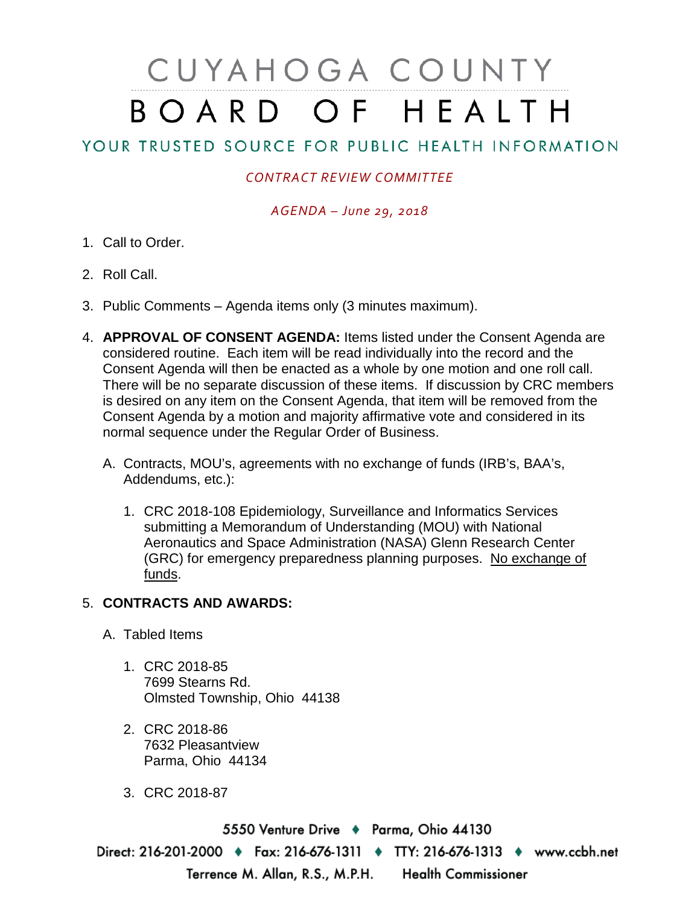# CUYAHOGA COUNTY BOARD OF HEALTH

## YOUR TRUSTED SOURCE FOR PUBLIC HEALTH INFORMATION

*CONTRACT REVIEW COMMITTEE*

*AGENDA – June 29, 2018*

1. Call to Order.

2. Roll Call.

3. Public Comments – Agenda items only (3 minutes maximum).

4. **APPROVAL OF CONSENT AGENDA:** Items listed under the Consent Agenda are considered routine. Each item will be read individually into the record and the Consent Agenda will then be enacted as a whole by one motion and one roll call. There will be no separate discussion of these items. If discussion by CRC members is desired on any item on the Consent Agenda, that item will be removed from the Consent Agenda by a motion and majority affirmative vote and considered in its normal sequence under the Regular Order of Business.

   A. Contracts, MOU's, agreements with no exchange of funds (IRB's, BAA's, Addendums, etc.):

      1. CRC 2018-108 Epidemiology, Surveillance and Informatics Services submitting a Memorandum of Understanding (MOU) with National Aeronautics and Space Administration (NASA) Glenn Research Center (GRC) for emergency preparedness planning purposes. <u>No exchange of funds</u>.

5. **CONTRACTS AND AWARDS:**

   A. Tabled Items

      1. CRC 2018-85
         7699 Stearns Rd.
         Olmsted Township, Ohio 44138

      2. CRC 2018-86
         7632 Pleasantview
         Parma, Ohio 44134

      3. CRC 2018-87

5550 Venture Drive ♦ Parma, Ohio 44130

Direct: 216-201-2000 ♦ Fax: 216-676-1311 ♦ TTY: 216-676-1313 ♦ www.ccbh.net

Terrence M. Allan, R.S., M.P.H. Health Commissioner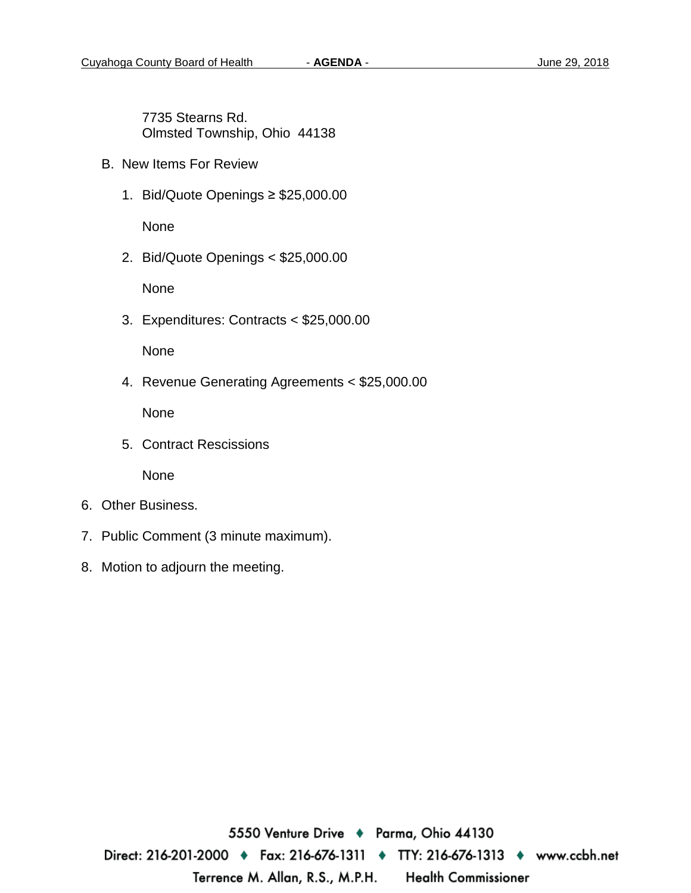7735 Stearns Rd.
Olmsted Township, Ohio 44138

B. New Items For Review

1. Bid/Quote Openings ≥ $25,000.00

   None

2. Bid/Quote Openings < $25,000.00

   None

3. Expenditures: Contracts < $25,000.00

   None

4. Revenue Generating Agreements < $25,000.00

   None

5. Contract Rescissions

   None

6. Other Business.

7. Public Comment (3 minute maximum).

8. Motion to adjourn the meeting.